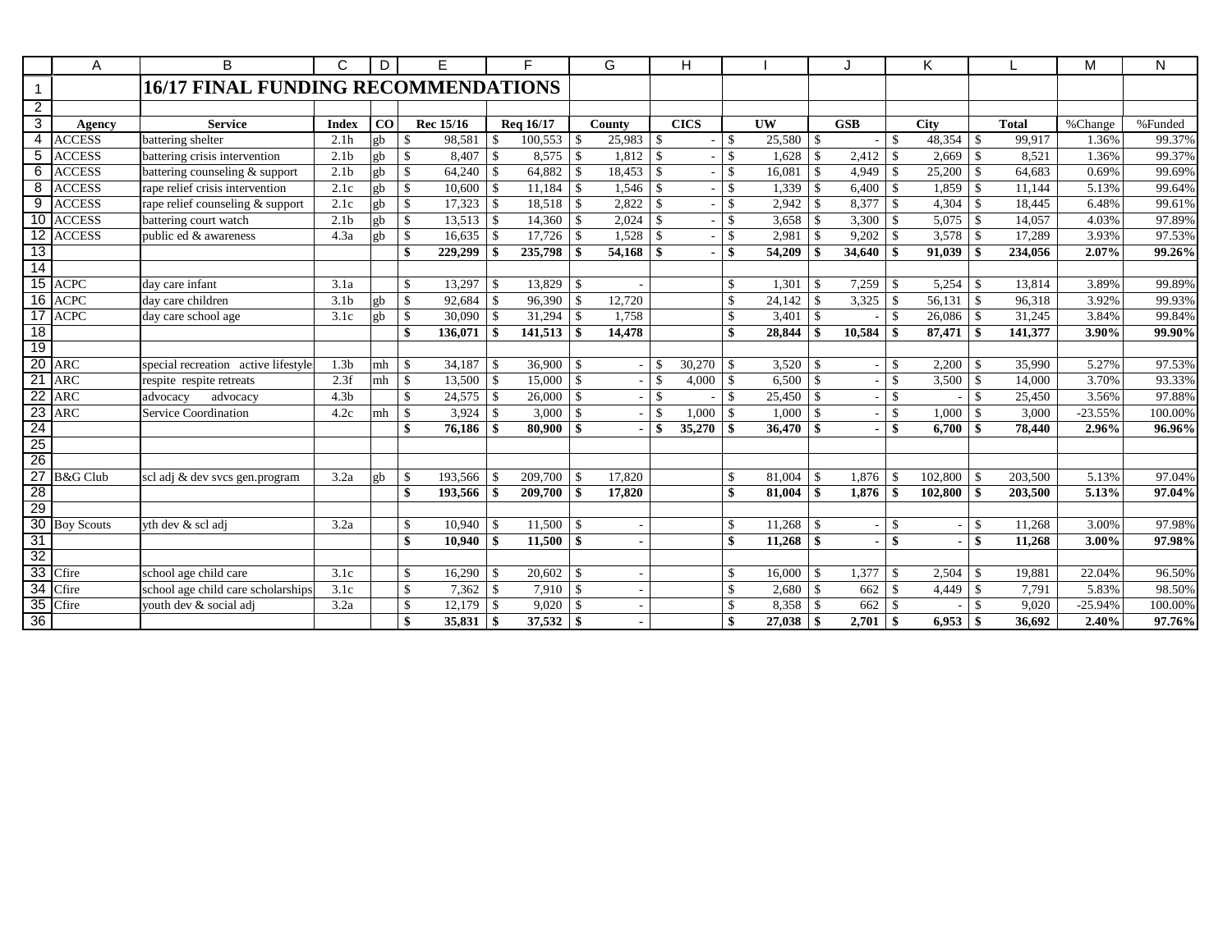# 16/17 FINAL FUNDING RECOMMENDATIONS

| Agency | Service | Index | CO | Rec 15/16 | Req 16/17 | County | CICS | UW | GSB | City | Total | %Change | %Funded |
|---|---|---|---|---|---|---|---|---|---|---|---|---|---|
| ACCESS | battering shelter | 2.1h | gb | $ 98,581 | $ 100,553 | $ 25,983 | $ - | $ 25,580 | $ - | $ 48,354 | $ 99,917 | 1.36% | 99.37% |
| ACCESS | battering crisis intervention | 2.1b | gb | $ 8,407 | $ 8,575 | $ 1,812 | $ - | $ 1,628 | $ 2,412 | $ 2,669 | $ 8,521 | 1.36% | 99.37% |
| ACCESS | battering counseling & support | 2.1b | gb | $ 64,240 | $ 64,882 | $ 18,453 | $ - | $ 16,081 | $ 4,949 | $ 25,200 | $ 64,683 | 0.69% | 99.69% |
| ACCESS | rape relief crisis intervention | 2.1c | gb | $ 10,600 | $ 11,184 | $ 1,546 | $ - | $ 1,339 | $ 6,400 | $ 1,859 | $ 11,144 | 5.13% | 99.64% |
| ACCESS | rape relief counseling & support | 2.1c | gb | $ 17,323 | $ 18,518 | $ 2,822 | $ - | $ 2,942 | $ 8,377 | $ 4,304 | $ 18,445 | 6.48% | 99.61% |
| ACCESS | battering court watch | 2.1b | gb | $ 13,513 | $ 14,360 | $ 2,024 | $ - | $ 3,658 | $ 3,300 | $ 5,075 | $ 14,057 | 4.03% | 97.89% |
| ACCESS | public ed & awareness | 4.3a | gb | $ 16,635 | $ 17,726 | $ 1,528 | $ - | $ 2,981 | $ 9,202 | $ 3,578 | $ 17,289 | 3.93% | 97.53% |
| | | | | **$ 229,299** | **$ 235,798** | **$ 54,168** | **$ -** | **$ 54,209** | **$ 34,640** | **$ 91,039** | **$ 234,056** | **2.07%** | **99.26%** |
| | | | | | | | | | | | | | |
| ACPC | day care infant | 3.1a | | $ 13,297 | $ 13,829 | $ - | | $ 1,301 | $ 7,259 | $ 5,254 | $ 13,814 | 3.89% | 99.89% |
| ACPC | day care children | 3.1b | gb | $ 92,684 | $ 96,390 | $ 12,720 | | $ 24,142 | $ 3,325 | $ 56,131 | $ 96,318 | 3.92% | 99.93% |
| ACPC | day care school age | 3.1c | gb | $ 30,090 | $ 31,294 | $ 1,758 | | $ 3,401 | $ - | $ 26,086 | $ 31,245 | 3.84% | 99.84% |
| | | | | **$ 136,071** | **$ 141,513** | **$ 14,478** | | **$ 28,844** | **$ 10,584** | **$ 87,471** | **$ 141,377** | **3.90%** | **99.90%** |
| | | | | | | | | | | | | | |
| ARC | special recreation active lifestyle | 1.3b | mh | $ 34,187 | $ 36,900 | $ - | $ 30,270 | $ 3,520 | $ - | $ 2,200 | $ 35,990 | 5.27% | 97.53% |
| ARC | respite respite retreats | 2.3f | mh | $ 13,500 | $ 15,000 | $ - | $ 4,000 | $ 6,500 | $ - | $ 3,500 | $ 14,000 | 3.70% | 93.33% |
| ARC | advocacy advocacy | 4.3b | | $ 24,575 | $ 26,000 | $ - | $ - | $ 25,450 | $ - | $ - | $ 25,450 | 3.56% | 97.88% |
| ARC | Service Coordination | 4.2c | mh | $ 3,924 | $ 3,000 | $ - | $ 1,000 | $ 1,000 | $ - | $ 1,000 | $ 3,000 | -23.55% | 100.00% |
| | | | | **$ 76,186** | **$ 80,900** | **$ -** | **$ 35,270** | **$ 36,470** | **$ -** | **$ 6,700** | **$ 78,440** | **2.96%** | **96.96%** |
| | | | | | | | | | | | | | |
| | | | | | | | | | | | | | |
| B&G Club | scl adj & dev svcs gen.program | 3.2a | gb | $ 193,566 | $ 209,700 | $ 17,820 | | $ 81,004 | $ 1,876 | $ 102,800 | $ 203,500 | 5.13% | 97.04% |
| | | | | **$ 193,566** | **$ 209,700** | **$ 17,820** | | **$ 81,004** | **$ 1,876** | **$ 102,800** | **$ 203,500** | **5.13%** | **97.04%** |
| | | | | | | | | | | | | | |
| Boy Scouts | yth dev & scl adj | 3.2a | | $ 10,940 | $ 11,500 | $ - | | $ 11,268 | $ - | $ - | $ 11,268 | 3.00% | 97.98% |
| | | | | **$ 10,940** | **$ 11,500** | **$ -** | | **$ 11,268** | **$ -** | **$ -** | **$ 11,268** | **3.00%** | **97.98%** |
| | | | | | | | | | | | | | |
| Cfire | school age child care | 3.1c | | $ 16,290 | $ 20,602 | $ - | | $ 16,000 | $ 1,377 | $ 2,504 | $ 19,881 | 22.04% | 96.50% |
| Cfire | school age child care scholarships | 3.1c | | $ 7,362 | $ 7,910 | $ - | | $ 2,680 | $ 662 | $ 4,449 | $ 7,791 | 5.83% | 98.50% |
| Cfire | youth dev & social adj | 3.2a | | $ 12,179 | $ 9,020 | $ - | | $ 8,358 | $ 662 | $ - | $ 9,020 | -25.94% | 100.00% |
| | | | | **$ 35,831** | **$ 37,532** | **$ -** | | **$ 27,038** | **$ 2,701** | **$ 6,953** | **$ 36,692** | **2.40%** | **97.76%** |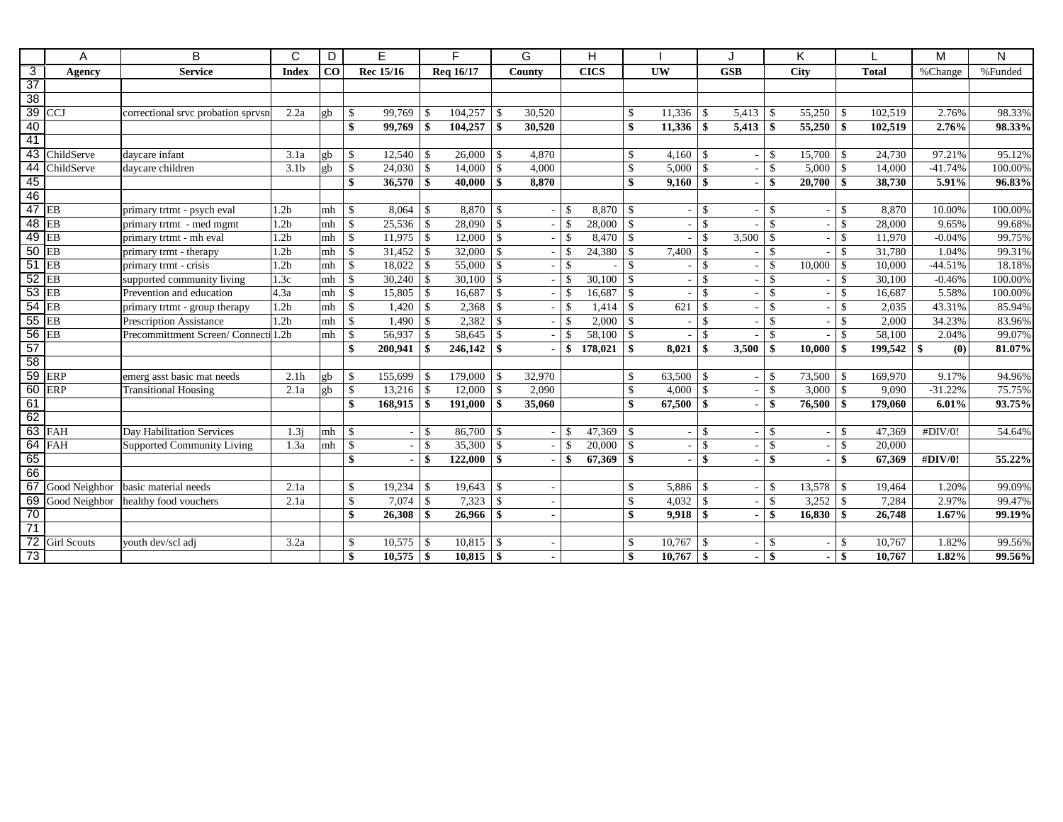| | A | B | C | D | E | F | G | H | I | J | K | L | M | N |
|---|---|---|---|---|---|---|---|---|---|---|---|---|---|---|
| 3 | **Agency** | **Service** | **Index** | **CO** | **Rec 15/16** | **Req 16/17** | **County** | **CICS** | **UW** | **GSB** | **City** | **Total** | %Change | %Funded |
| 37 | | | | | | | | | | | | | | |
| 38 | | | | | | | | | | | | | | |
| 39 | CCJ | correctional srvc probation sprvsn | 2.2a | gb | $ 99,769 | $ 104,257 | $ 30,520 | | $ 11,336 | $ 5,413 | $ 55,250 | $ 102,519 | 2.76% | 98.33% |
| 40 | | | | | **$ 99,769** | **$ 104,257** | **$ 30,520** | | **$ 11,336** | **$ 5,413** | **$ 55,250** | **$ 102,519** | **2.76%** | **98.33%** |
| 41 | | | | | | | | | | | | | | |
| 43 | ChildServe | daycare infant | 3.1a | gb | $ 12,540 | $ 26,000 | $ 4,870 | | $ 4,160 | $ - | $ 15,700 | $ 24,730 | 97.21% | 95.12% |
| 44 | ChildServe | daycare children | 3.1b | gb | $ 24,030 | $ 14,000 | $ 4,000 | | $ 5,000 | $ - | $ 5,000 | $ 14,000 | -41.74% | 100.00% |
| 45 | | | | | **$ 36,570** | **$ 40,000** | **$ 8,870** | | **$ 9,160** | **$ -** | **$ 20,700** | **$ 38,730** | **5.91%** | **96.83%** |
| 46 | | | | | | | | | | | | | | |
| 47 | EB | primary trtmt - psych eval | 1.2b | mh | $ 8,064 | $ 8,870 | $ - | $ 8,870 | $ - | $ - | $ - | $ 8,870 | 10.00% | 100.00% |
| 48 | EB | primary trtmt - med mgmt | 1.2b | mh | $ 25,536 | $ 28,090 | $ - | $ 28,000 | $ - | $ - | $ - | $ 28,000 | 9.65% | 99.68% |
| 49 | EB | primary trtmt - mh eval | 1.2b | mh | $ 11,975 | $ 12,000 | $ - | $ 8,470 | $ - | $ 3,500 | $ - | $ 11,970 | -0.04% | 99.75% |
| 50 | EB | primary trmt - therapy | 1.2b | mh | $ 31,452 | $ 32,000 | $ - | $ 24,380 | $ 7,400 | $ - | $ - | $ 31,780 | 1.04% | 99.31% |
| 51 | EB | primary trmt - crisis | 1.2b | mh | $ 18,022 | $ 55,000 | $ - | $ - | $ - | $ - | $ 10,000 | $ 10,000 | -44.51% | 18.18% |
| 52 | EB | supported community living | 1.3c | mh | $ 30,240 | $ 30,100 | $ - | $ 30,100 | $ - | $ - | $ - | $ 30,100 | -0.46% | 100.00% |
| 53 | EB | Prevention and education | 4.3a | mh | $ 15,805 | $ 16,687 | $ - | $ 16,687 | $ - | $ - | $ - | $ 16,687 | 5.58% | 100.00% |
| 54 | EB | primary trtmt - group therapy | 1.2b | mh | $ 1,420 | $ 2,368 | $ - | $ 1,414 | $ 621 | $ - | $ - | $ 2,035 | 43.31% | 85.94% |
| 55 | EB | Prescription Assistance | 1.2b | mh | $ 1,490 | $ 2,382 | $ - | $ 2,000 | $ - | $ - | $ - | $ 2,000 | 34.23% | 83.96% |
| 56 | EB | Precommittment Screen/ Connecti | 1.2b | mh | $ 56,937 | $ 58,645 | $ - | $ 58,100 | $ - | $ - | $ - | $ 58,100 | 2.04% | 99.07% |
| 57 | | | | | **$ 200,941** | **$ 246,142** | **$ -** | **$ 178,021** | **$ 8,021** | **$ 3,500** | **$ 10,000** | **$ 199,542** | **$ (0)** | **81.07%** |
| 58 | | | | | | | | | | | | | | |
| 59 | ERP | emerg asst basic mat needs | 2.1h | gb | $ 155,699 | $ 179,000 | $ 32,970 | | $ 63,500 | $ - | $ 73,500 | $ 169,970 | 9.17% | 94.96% |
| 60 | ERP | Transitional Housing | 2.1a | gb | $ 13,216 | $ 12,000 | $ 2,090 | | $ 4,000 | $ - | $ 3,000 | $ 9,090 | -31.22% | 75.75% |
| 61 | | | | | **$ 168,915** | **$ 191,000** | **$ 35,060** | | **$ 67,500** | **$ -** | **$ 76,500** | **$ 179,060** | **6.01%** | **93.75%** |
| 62 | | | | | | | | | | | | | | |
| 63 | FAH | Day Habilitation Services | 1.3j | mh | $ - | $ 86,700 | $ - | $ 47,369 | $ - | $ - | $ - | $ 47,369 | #DIV/0! | 54.64% |
| 64 | FAH | Supported Community Living | 1.3a | mh | $ - | $ 35,300 | $ - | $ 20,000 | $ - | $ - | $ - | $ 20,000 | | |
| 65 | | | | | **$ -** | **$ 122,000** | **$ -** | **$ 67,369** | **$ -** | **$ -** | **$ -** | **$ 67,369** | **#DIV/0!** | **55.22%** |
| 66 | | | | | | | | | | | | | | |
| 67 | Good Neighbor | basic material needs | 2.1a | | $ 19,234 | $ 19,643 | $ - | | $ 5,886 | $ - | $ 13,578 | $ 19,464 | 1.20% | 99.09% |
| 69 | Good Neighbor | healthy food vouchers | 2.1a | | $ 7,074 | $ 7,323 | $ - | | $ 4,032 | $ - | $ 3,252 | $ 7,284 | 2.97% | 99.47% |
| 70 | | | | | **$ 26,308** | **$ 26,966** | **$ -** | | **$ 9,918** | **$ -** | **$ 16,830** | **$ 26,748** | **1.67%** | **99.19%** |
| 71 | | | | | | | | | | | | | | |
| 72 | Girl Scouts | youth dev/scl adj | 3.2a | | $ 10,575 | $ 10,815 | $ - | | $ 10,767 | $ - | $ - | $ 10,767 | 1.82% | 99.56% |
| 73 | | | | | **$ 10,575** | **$ 10,815** | **$ -** | | **$ 10,767** | **$ -** | **$ -** | **$ 10,767** | **1.82%** | **99.56%** |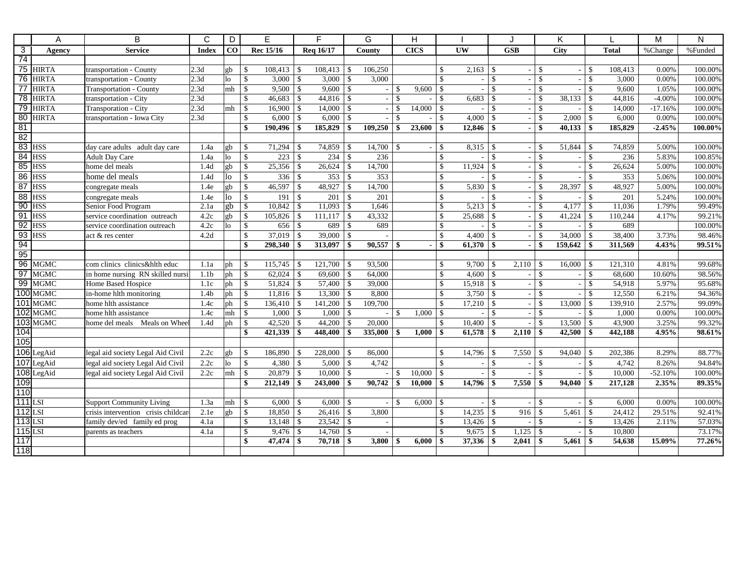| | A | B | C | D | E | F | G | H | I | J | K | L | M | N |
|---|---|---|---|---|---|---|---|---|---|---|---|---|---|---|
| 3 | Agency | Service | Index | CO | Rec 15/16 | Req 16/17 | County | CICS | UW | GSB | City | Total | %Change | %Funded |
| 74 | | | | | | | | | | | | | | |
| 75 | HIRTA | transportation - County | 2.3d | gb | $ 108,413 | $ 108,413 | $ 106,250 | | $ 2,163 | $ - | $ - | $ 108,413 | 0.00% | 100.00% |
| 76 | HIRTA | transportation - County | 2.3d | lo | $ 3,000 | $ 3,000 | $ 3,000 | | $ - | $ - | $ - | $ 3,000 | 0.00% | 100.00% |
| 77 | HIRTA | Transportation - County | 2.3d | mh | $ 9,500 | $ 9,600 | $ - | $ 9,600 | $ - | $ - | $ - | $ 9,600 | 1.05% | 100.00% |
| 78 | HIRTA | transportation - City | 2.3d | | $ 46,683 | $ 44,816 | $ - | $ - | $ 6,683 | $ - | $ 38,133 | $ 44,816 | -4.00% | 100.00% |
| 79 | HIRTA | Transporation - City | 2.3d | mh | $ 16,900 | $ 14,000 | $ - | $ 14,000 | $ - | $ - | $ - | $ 14,000 | -17.16% | 100.00% |
| 80 | HIRTA | transportation - Iowa City | 2.3d | | $ 6,000 | $ 6,000 | $ - | $ - | $ 4,000 | $ - | $ 2,000 | $ 6,000 | 0.00% | 100.00% |
| 81 | | | | | **$ 190,496** | **$ 185,829** | **$ 109,250** | **$ 23,600** | **$ 12,846** | **$ -** | **$ 40,133** | **$ 185,829** | **-2.45%** | **100.00%** |
| 82 | | | | | | | | | | | | | | |
| 83 | HSS | day care adults adult day care | 1.4a | gb | $ 71,294 | $ 74,859 | $ 14,700 | $ - | $ 8,315 | $ - | $ 51,844 | $ 74,859 | 5.00% | 100.00% |
| 84 | HSS | Adult Day Care | 1.4a | lo | $ 223 | $ 234 | $ 236 | | $ - | $ - | $ - | $ 236 | 5.83% | 100.85% |
| 85 | HSS | home del meals | 1.4d | gb | $ 25,356 | $ 26,624 | $ 14,700 | | $ 11,924 | $ - | $ - | $ 26,624 | 5.00% | 100.00% |
| 86 | HSS | home del meals | 1.4d | lo | $ 336 | $ 353 | $ 353 | | $ - | $ - | $ - | $ 353 | 5.06% | 100.00% |
| 87 | HSS | congregate meals | 1.4e | gb | $ 46,597 | $ 48,927 | $ 14,700 | | $ 5,830 | $ - | $ 28,397 | $ 48,927 | 5.00% | 100.00% |
| 88 | HSS | congregate meals | 1.4e | lo | $ 191 | $ 201 | $ 201 | | $ - | $ - | $ - | $ 201 | 5.24% | 100.00% |
| 90 | HSS | Senior Food Program | 2.1a | gb | $ 10,842 | $ 11,093 | $ 1,646 | | $ 5,213 | $ - | $ 4,177 | $ 11,036 | 1.79% | 99.49% |
| 91 | HSS | service coordination outreach | 4.2c | gb | $ 105,826 | $ 111,117 | $ 43,332 | | $ 25,688 | $ - | $ 41,224 | $ 110,244 | 4.17% | 99.21% |
| 92 | HSS | service coordination outreach | 4.2c | lo | $ 656 | $ 689 | $ 689 | | $ - | $ - | $ - | $ 689 | | 100.00% |
| 93 | HSS | act & res center | 4.2d | | $ 37,019 | $ 39,000 | $ - | | $ 4,400 | $ - | $ 34,000 | $ 38,400 | 3.73% | 98.46% |
| 94 | | | | | **$ 298,340** | **$ 313,097** | **$ 90,557** | **$ -** | **$ 61,370** | **$ -** | **$ 159,642** | **$ 311,569** | **4.43%** | **99.51%** |
| 95 | | | | | | | | | | | | | | |
| 96 | MGMC | com clinics clinics&hlth educ | 1.1a | ph | $ 115,745 | $ 121,700 | $ 93,500 | | $ 9,700 | $ 2,110 | $ 16,000 | $ 121,310 | 4.81% | 99.68% |
| 97 | MGMC | in home nursing RN skilled nursi | 1.1b | ph | $ 62,024 | $ 69,600 | $ 64,000 | | $ 4,600 | $ - | $ - | $ 68,600 | 10.60% | 98.56% |
| 99 | MGMC | Home Based Hospice | 1.1c | ph | $ 51,824 | $ 57,400 | $ 39,000 | | $ 15,918 | $ - | $ - | $ 54,918 | 5.97% | 95.68% |
| 100 | MGMC | in-home hlth monitoring | 1.4b | ph | $ 11,816 | $ 13,300 | $ 8,800 | | $ 3,750 | $ - | $ - | $ 12,550 | 6.21% | 94.36% |
| 101 | MGMC | home hlth assistance | 1.4c | ph | $ 136,410 | $ 141,200 | $ 109,700 | | $ 17,210 | $ - | $ 13,000 | $ 139,910 | 2.57% | 99.09% |
| 102 | MGMC | home hlth assistance | 1.4c | mh | $ 1,000 | $ 1,000 | $ - | $ 1,000 | $ - | $ - | $ - | $ 1,000 | 0.00% | 100.00% |
| 103 | MGMC | home del meals Meals on Wheel | 1.4d | ph | $ 42,520 | $ 44,200 | $ 20,000 | | $ 10,400 | $ - | $ 13,500 | $ 43,900 | 3.25% | 99.32% |
| 104 | | | | | **$ 421,339** | **$ 448,400** | **$ 335,000** | **$ 1,000** | **$ 61,578** | **$ 2,110** | **$ 42,500** | **$ 442,188** | **4.95%** | **98.61%** |
| 105 | | | | | | | | | | | | | | |
| 106 | LegAid | legal aid society Legal Aid Civil | 2.2c | gb | $ 186,890 | $ 228,000 | $ 86,000 | | $ 14,796 | $ 7,550 | $ 94,040 | $ 202,386 | 8.29% | 88.77% |
| 107 | LegAid | legal aid society Legal Aid Civil | 2.2c | lo | $ 4,380 | $ 5,000 | $ 4,742 | | $ - | $ - | $ - | $ 4,742 | 8.26% | 94.84% |
| 108 | LegAid | legal aid society Legal Aid Civil | 2.2c | mh | $ 20,879 | $ 10,000 | $ - | $ 10,000 | $ - | $ - | $ - | $ 10,000 | -52.10% | 100.00% |
| 109 | | | | | **$ 212,149** | **$ 243,000** | **$ 90,742** | **$ 10,000** | **$ 14,796** | **$ 7,550** | **$ 94,040** | **$ 217,128** | **2.35%** | **89.35%** |
| 110 | | | | | | | | | | | | | | |
| 111 | LSI | Support Community Living | 1.3a | mh | $ 6,000 | $ 6,000 | $ - | $ 6,000 | $ - | $ - | $ - | $ 6,000 | 0.00% | 100.00% |
| 112 | LSI | crisis intervention crisis childcar | 2.1e | gb | $ 18,850 | $ 26,416 | $ 3,800 | | $ 14,235 | $ 916 | $ 5,461 | $ 24,412 | 29.51% | 92.41% |
| 113 | LSI | family dev/ed family ed prog | 4.1a | | $ 13,148 | $ 23,542 | $ - | | $ 13,426 | $ - | $ - | $ 13,426 | 2.11% | 57.03% |
| 115 | LSI | parents as teachers | 4.1a | | $ 9,476 | $ 14,760 | $ - | | $ 9,675 | $ 1,125 | $ - | $ 10,800 | | 73.17% |
| 117 | | | | | **$ 47,474** | **$ 70,718** | **$ 3,800** | **$ 6,000** | **$ 37,336** | **$ 2,041** | **$ 5,461** | **$ 54,638** | **15.09%** | **77.26%** |
| 118 | | | | | | | | | | | | | | |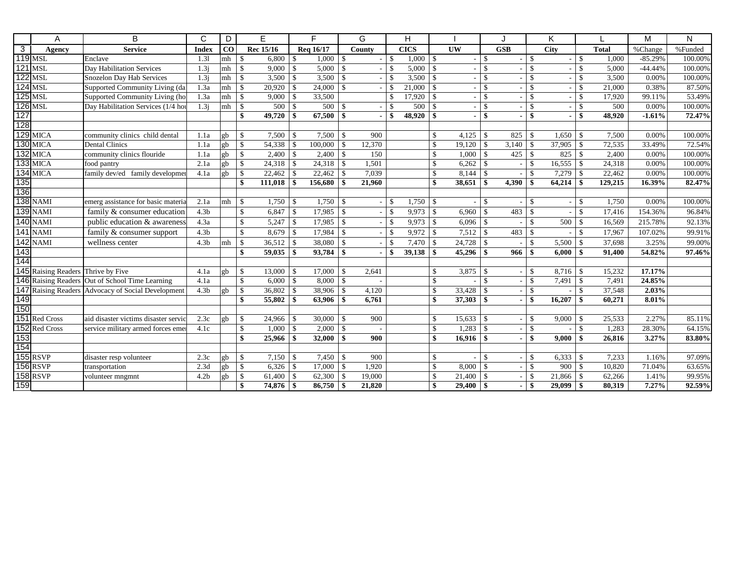| | A | B | C | D | E | F | G | H | I | J | K | L | M | N |
|---|---|---|---|---|---|---|---|---|---|---|---|---|---|---|
| 3 | **Agency** | **Service** | **Index** | **CO** | **Rec 15/16** | **Req 16/17** | **County** | **CICS** | **UW** | **GSB** | **City** | **Total** | %Change | %Funded |
| 119 | MSL | Enclave | 1.3l | mh | $ 6,800 | $ 1,000 | $ - | $ 1,000 | $ - | $ - | $ - | $ 1,000 | -85.29% | 100.00% |
| 121 | MSL | Day Habilitation Services | 1.3j | mh | $ 9,000 | $ 5,000 | $ - | $ 5,000 | $ - | $ - | $ - | $ 5,000 | -44.44% | 100.00% |
| 122 | MSL | Snozelon Day Hab Services | 1.3j | mh | $ 3,500 | $ 3,500 | $ - | $ 3,500 | $ - | $ - | $ - | $ 3,500 | 0.00% | 100.00% |
| 124 | MSL | Supported Community Living (da | 1.3a | mh | $ 20,920 | $ 24,000 | $ - | $ 21,000 | $ - | $ - | $ - | $ 21,000 | 0.38% | 87.50% |
| 125 | MSL | Supported Community Living (ho | 1.3a | mh | $ 9,000 | $ 33,500 | | $ 17,920 | $ - | $ - | $ - | $ 17,920 | 99.11% | 53.49% |
| 126 | MSL | Day Habilitation Services (1/4 hou | 1.3j | mh | $ 500 | $ 500 | $ - | $ 500 | $ - | $ - | $ - | $ 500 | 0.00% | 100.00% |
| 127 | | | | | **$ 49,720** | **$ 67,500** | **$ -** | **$ 48,920** | **$ -** | **$ -** | **$ -** | **$ 48,920** | **-1.61%** | **72.47%** |
| 128 | | | | | | | | | | | | | | |
| 129 | MICA | community clinics child dental | 1.1a | gb | $ 7,500 | $ 7,500 | $ 900 | | $ 4,125 | $ 825 | $ 1,650 | $ 7,500 | 0.00% | 100.00% |
| 130 | MICA | Dental Clinics | 1.1a | gb | $ 54,338 | $ 100,000 | $ 12,370 | | $ 19,120 | $ 3,140 | $ 37,905 | $ 72,535 | 33.49% | 72.54% |
| 132 | MICA | community clinics flouride | 1.1a | gb | $ 2,400 | $ 2,400 | $ 150 | | $ 1,000 | $ 425 | $ 825 | $ 2,400 | 0.00% | 100.00% |
| 133 | MICA | food pantry | 2.1a | gb | $ 24,318 | $ 24,318 | $ 1,501 | | $ 6,262 | $ - | $ 16,555 | $ 24,318 | 0.00% | 100.00% |
| 134 | MICA | family dev/ed family developmen | 4.1a | gb | $ 22,462 | $ 22,462 | $ 7,039 | | $ 8,144 | $ - | $ 7,279 | $ 22,462 | 0.00% | 100.00% |
| 135 | | | | | **$ 111,018** | **$ 156,680** | **$ 21,960** | | **$ 38,651** | **$ 4,390** | **$ 64,214** | **$ 129,215** | **16.39%** | **82.47%** |
| 136 | | | | | | | | | | | | | | |
| 138 | NAMI | emerg assistance for basic materia | 2.1a | mh | $ 1,750 | $ 1,750 | $ - | $ 1,750 | $ - | $ - | $ - | $ 1,750 | 0.00% | 100.00% |
| 139 | NAMI | family & consumer education | 4.3b | | $ 6,847 | $ 17,985 | $ - | $ 9,973 | $ 6,960 | $ 483 | $ - | $ 17,416 | 154.36% | 96.84% |
| 140 | NAMI | public education & awareness | 4.3a | | $ 5,247 | $ 17,985 | $ - | $ 9,973 | $ 6,096 | $ - | $ 500 | $ 16,569 | 215.78% | 92.13% |
| 141 | NAMI | family & consumer support | 4.3b | | $ 8,679 | $ 17,984 | $ - | $ 9,972 | $ 7,512 | $ 483 | $ - | $ 17,967 | 107.02% | 99.91% |
| 142 | NAMI | wellness center | 4.3b | mh | $ 36,512 | $ 38,080 | $ - | $ 7,470 | $ 24,728 | $ - | $ 5,500 | $ 37,698 | 3.25% | 99.00% |
| 143 | | | | | **$ 59,035** | **$ 93,784** | **$ -** | **$ 39,138** | **$ 45,296** | **$ 966** | **$ 6,000** | **$ 91,400** | **54.82%** | **97.46%** |
| 144 | | | | | | | | | | | | | | |
| 145 | Raising Readers | Thrive by Five | 4.1a | gb | $ 13,000 | $ 17,000 | $ 2,641 | | $ 3,875 | $ - | $ 8,716 | $ 15,232 | **17.17%** | |
| 146 | Raising Readers | Out of School Time Learning | 4.1a | | $ 6,000 | $ 8,000 | $ - | | $ - | $ - | $ 7,491 | $ 7,491 | **24.85%** | |
| 147 | Raising Readers | Advocacy of Social Development | 4.3b | gb | $ 36,802 | $ 38,906 | $ 4,120 | | $ 33,428 | $ - | $ - | $ 37,548 | **2.03%** | |
| 149 | | | | | **$ 55,802** | **$ 63,906** | **$ 6,761** | | **$ 37,303** | **$ -** | **$ 16,207** | **$ 60,271** | **8.01%** | |
| 150 | | | | | | | | | | | | | | |
| 151 | Red Cross | aid disaster victims disaster servic | 2.3c | gb | $ 24,966 | $ 30,000 | $ 900 | | $ 15,633 | $ - | $ 9,000 | $ 25,533 | 2.27% | 85.11% |
| 152 | Red Cross | service military armed forces emer | 4.1c | | $ 1,000 | $ 2,000 | $ - | | $ 1,283 | $ - | $ - | $ 1,283 | 28.30% | 64.15% |
| 153 | | | | | **$ 25,966** | **$ 32,000** | **$ 900** | | **$ 16,916** | **$ -** | **$ 9,000** | **$ 26,816** | **3.27%** | **83.80%** |
| 154 | | | | | | | | | | | | | | |
| 155 | RSVP | disaster resp volunteer | 2.3c | gb | $ 7,150 | $ 7,450 | $ 900 | | $ - | $ - | $ 6,333 | $ 7,233 | 1.16% | 97.09% |
| 156 | RSVP | transportation | 2.3d | gb | $ 6,326 | $ 17,000 | $ 1,920 | | $ 8,000 | $ - | $ 900 | $ 10,820 | 71.04% | 63.65% |
| 158 | RSVP | volunteer mngmnt | 4.2b | gb | $ 61,400 | $ 62,300 | $ 19,000 | | $ 21,400 | $ - | $ 21,866 | $ 62,266 | 1.41% | 99.95% |
| 159 | | | | | **$ 74,876** | **$ 86,750** | **$ 21,820** | | **$ 29,400** | **$ -** | **$ 29,099** | **$ 80,319** | **7.27%** | **92.59%** |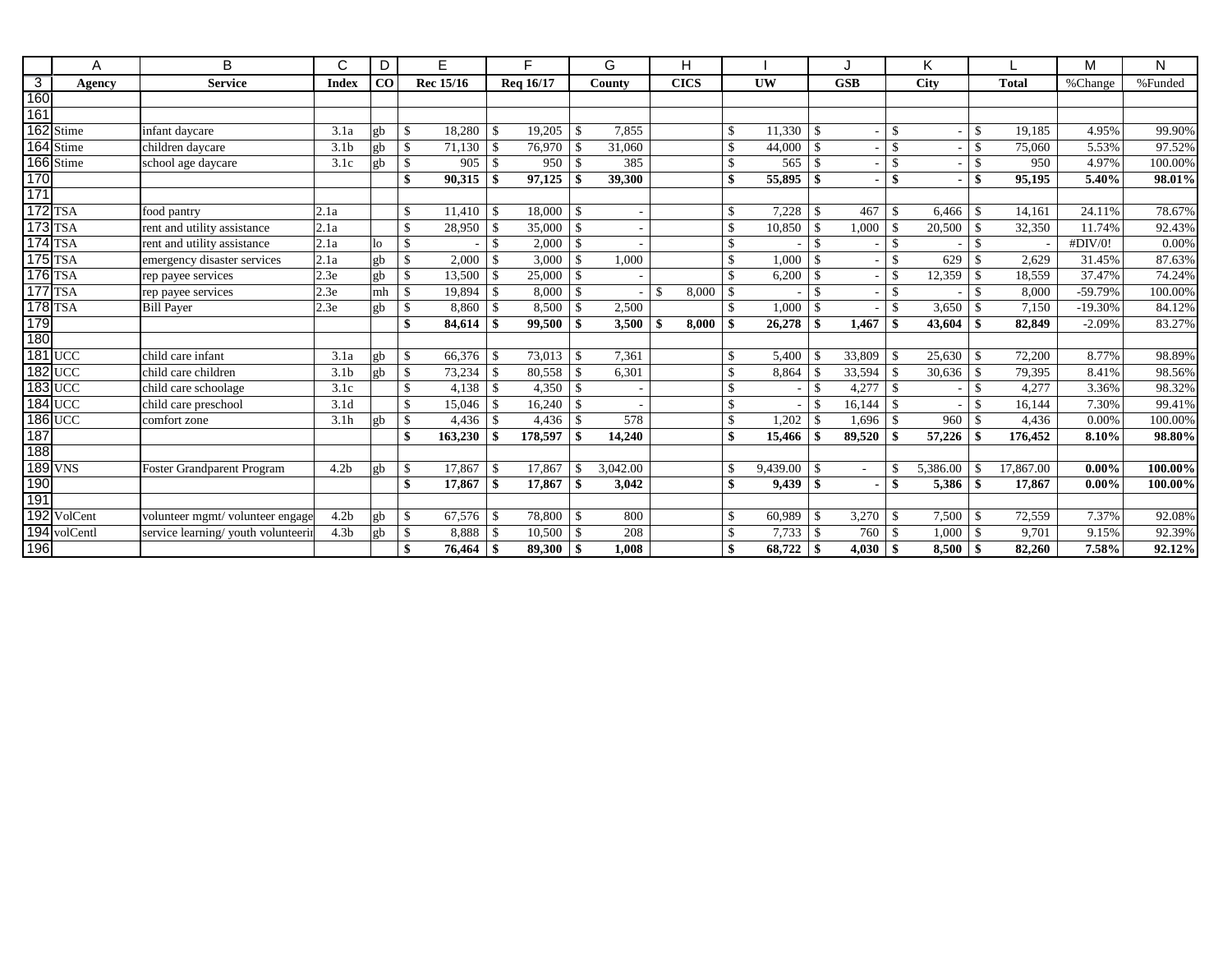| | A | B | C | D | E | F | G | H | I | J | K | L | M | N |
|---|---|---|---|---|---|---|---|---|---|---|---|---|---|---|
| 3 | **Agency** | **Service** | **Index** | **CO** | **Rec 15/16** | **Req 16/17** | **County** | **CICS** | **UW** | **GSB** | **City** | **Total** | %Change | %Funded |
| 160 | | | | | | | | | | | | | | |
| 161 | | | | | | | | | | | | | | |
| 162 | Stime | infant daycare | 3.1a | gb | $ 18,280 | $ 19,205 | $ 7,855 | | $ 11,330 | $ - | $ - | $ 19,185 | 4.95% | 99.90% |
| 164 | Stime | children daycare | 3.1b | gb | $ 71,130 | $ 76,970 | $ 31,060 | | $ 44,000 | $ - | $ - | $ 75,060 | 5.53% | 97.52% |
| 166 | Stime | school age daycare | 3.1c | gb | $ 905 | $ 950 | $ 385 | | $ 565 | $ - | $ - | $ 950 | 4.97% | 100.00% |
| 170 | | | | | **$ 90,315** | **$ 97,125** | **$ 39,300** | | **$ 55,895** | **$ -** | **$ -** | **$ 95,195** | **5.40%** | **98.01%** |
| 171 | | | | | | | | | | | | | | |
| 172 | TSA | food pantry | 2.1a | | $ 11,410 | $ 18,000 | $ - | | $ 7,228 | $ 467 | $ 6,466 | $ 14,161 | 24.11% | 78.67% |
| 173 | TSA | rent and utility assistance | 2.1a | | $ 28,950 | $ 35,000 | $ - | | $ 10,850 | $ 1,000 | $ 20,500 | $ 32,350 | 11.74% | 92.43% |
| 174 | TSA | rent and utility assistance | 2.1a | lo | $ - | $ 2,000 | $ - | | $ - | $ - | $ - | $ - | #DIV/0! | 0.00% |
| 175 | TSA | emergency disaster services | 2.1a | gb | $ 2,000 | $ 3,000 | $ 1,000 | | $ 1,000 | $ - | $ 629 | $ 2,629 | 31.45% | 87.63% |
| 176 | TSA | rep payee services | 2.3e | gb | $ 13,500 | $ 25,000 | $ - | | $ 6,200 | $ - | $ 12,359 | $ 18,559 | 37.47% | 74.24% |
| 177 | TSA | rep payee services | 2.3e | mh | $ 19,894 | $ 8,000 | $ - | $ 8,000 | $ - | $ - | $ - | $ 8,000 | -59.79% | 100.00% |
| 178 | TSA | Bill Payer | 2.3e | gb | $ 8,860 | $ 8,500 | $ 2,500 | | $ 1,000 | $ - | $ 3,650 | $ 7,150 | -19.30% | 84.12% |
| 179 | | | | | **$ 84,614** | **$ 99,500** | **$ 3,500** | **$ 8,000** | **$ 26,278** | **$ 1,467** | **$ 43,604** | **$ 82,849** | **-2.09%** | **83.27%** |
| 180 | | | | | | | | | | | | | | |
| 181 | UCC | child care infant | 3.1a | gb | $ 66,376 | $ 73,013 | $ 7,361 | | $ 5,400 | $ 33,809 | $ 25,630 | $ 72,200 | 8.77% | 98.89% |
| 182 | UCC | child care children | 3.1b | gb | $ 73,234 | $ 80,558 | $ 6,301 | | $ 8,864 | $ 33,594 | $ 30,636 | $ 79,395 | 8.41% | 98.56% |
| 183 | UCC | child care schoolage | 3.1c | | $ 4,138 | $ 4,350 | $ - | | $ - | $ 4,277 | $ - | $ 4,277 | 3.36% | 98.32% |
| 184 | UCC | child care preschool | 3.1d | | $ 15,046 | $ 16,240 | $ - | | $ - | $ 16,144 | $ - | $ 16,144 | 7.30% | 99.41% |
| 186 | UCC | comfort zone | 3.1h | gb | $ 4,436 | $ 4,436 | $ 578 | | $ 1,202 | $ 1,696 | $ 960 | $ 4,436 | 0.00% | 100.00% |
| 187 | | | | | **$ 163,230** | **$ 178,597** | **$ 14,240** | | **$ 15,466** | **$ 89,520** | **$ 57,226** | **$ 176,452** | **8.10%** | **98.80%** |
| 188 | | | | | | | | | | | | | | |
| 189 | VNS | Foster Grandparent Program | 4.2b | gb | $ 17,867 | $ 17,867 | $ 3,042.00 | | $ 9,439.00 | $ - | $ 5,386.00 | $ 17,867.00 | **0.00%** | **100.00%** |
| 190 | | | | | **$ 17,867** | **$ 17,867** | **$ 3,042** | | **$ 9,439** | **$ -** | **$ 5,386** | **$ 17,867** | **0.00%** | **100.00%** |
| 191 | | | | | | | | | | | | | | |
| 192 | VolCent | volunteer mgmt/ volunteer engage | 4.2b | gb | $ 67,576 | $ 78,800 | $ 800 | | $ 60,989 | $ 3,270 | $ 7,500 | $ 72,559 | 7.37% | 92.08% |
| 194 | volCentl | service learning/ youth volunteerin | 4.3b | gb | $ 8,888 | $ 10,500 | $ 208 | | $ 7,733 | $ 760 | $ 1,000 | $ 9,701 | 9.15% | 92.39% |
| 196 | | | | | **$ 76,464** | **$ 89,300** | **$ 1,008** | | **$ 68,722** | **$ 4,030** | **$ 8,500** | **$ 82,260** | **7.58%** | **92.12%** |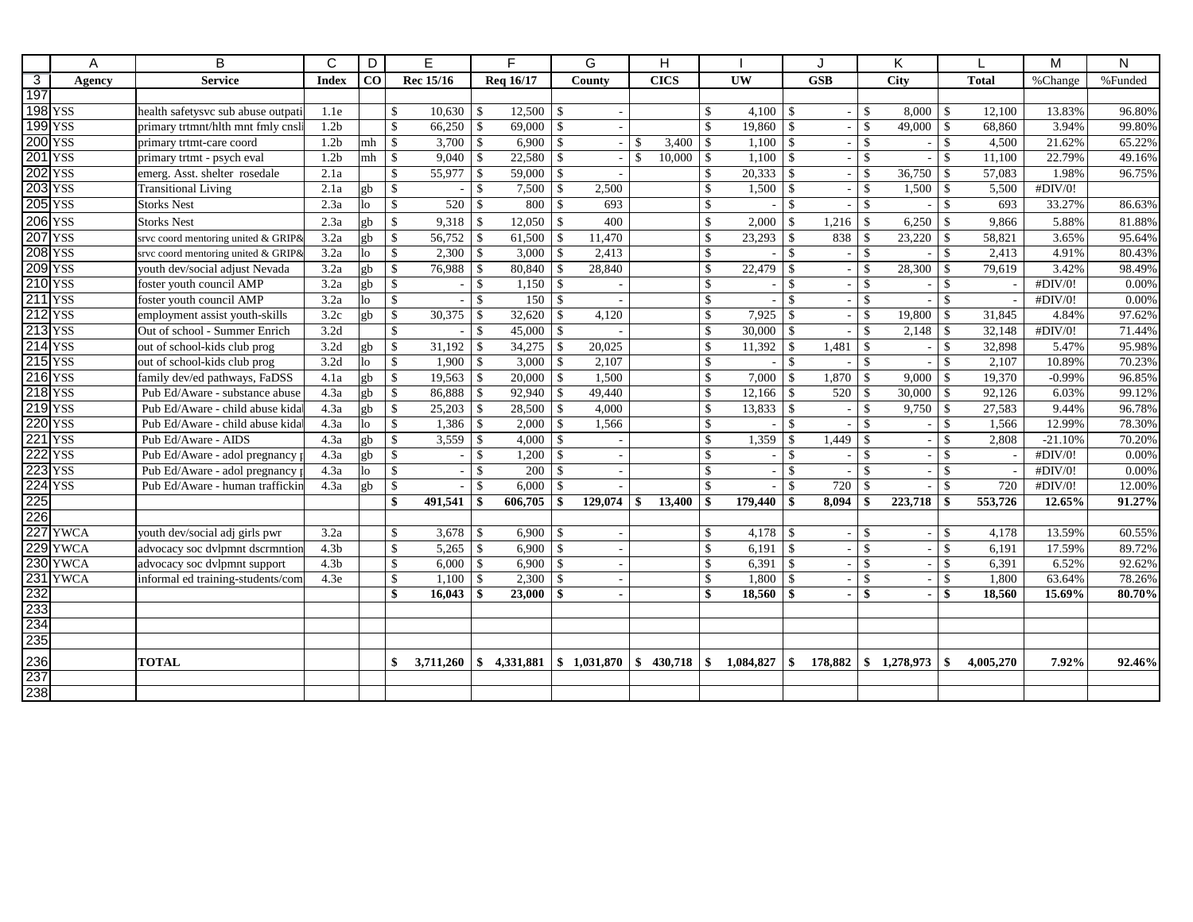| | A | B | C | D | E | F | G | H | I | J | K | L | M | N |
|---|---|---|---|---|---|---|---|---|---|---|---|---|---|---|
| 3 | Agency | Service | Index | CO | Rec 15/16 | Req 16/17 | County | CICS | UW | GSB | City | Total | %Change | %Funded |
| 197 | | | | | | | | | | | | | | |
| 198 | YSS | health safetysvc sub abuse outpati | 1.1e | | $ 10,630 | $ 12,500 | $ - | | $ 4,100 | $ - | $ 8,000 | $ 12,100 | 13.83% | 96.80% |
| 199 | YSS | primary trtmnt/hlth mnt fmly cnsl | 1.2b | | $ 66,250 | $ 69,000 | $ - | | $ 19,860 | $ - | $ 49,000 | $ 68,860 | 3.94% | 99.80% |
| 200 | YSS | primary trtmt-care coord | 1.2b | mh | $ 3,700 | $ 6,900 | $ - | $ 3,400 | $ 1,100 | $ - | $ - | $ 4,500 | 21.62% | 65.22% |
| 201 | YSS | primary trtmt - psych eval | 1.2b | mh | $ 9,040 | $ 22,580 | $ - | $ 10,000 | $ 1,100 | $ - | $ - | $ 11,100 | 22.79% | 49.16% |
| 202 | YSS | emerg. Asst. shelter rosedale | 2.1a | | $ 55,977 | $ 59,000 | $ - | | $ 20,333 | $ - | $ 36,750 | $ 57,083 | 1.98% | 96.75% |
| 203 | YSS | Transitional Living | 2.1a | gb | $ - | $ 7,500 | $ 2,500 | | $ 1,500 | $ - | $ 1,500 | $ 5,500 | #DIV/0! | |
| 205 | YSS | Storks Nest | 2.3a | lo | $ 520 | $ 800 | $ 693 | | $ - | $ - | $ - | $ 693 | 33.27% | 86.63% |
| 206 | YSS | Storks Nest | 2.3a | gb | $ 9,318 | $ 12,050 | $ 400 | | $ 2,000 | $ 1,216 | $ 6,250 | $ 9,866 | 5.88% | 81.88% |
| 207 | YSS | srvc coord mentoring united & GRIP& | 3.2a | gb | $ 56,752 | $ 61,500 | $ 11,470 | | $ 23,293 | $ 838 | $ 23,220 | $ 58,821 | 3.65% | 95.64% |
| 208 | YSS | srvc coord mentoring united & GRIP& | 3.2a | lo | $ 2,300 | $ 3,000 | $ 2,413 | | $ - | $ - | $ - | $ 2,413 | 4.91% | 80.43% |
| 209 | YSS | youth dev/social adjust Nevada | 3.2a | gb | $ 76,988 | $ 80,840 | $ 28,840 | | $ 22,479 | $ - | $ 28,300 | $ 79,619 | 3.42% | 98.49% |
| 210 | YSS | foster youth council AMP | 3.2a | gb | $ - | $ 1,150 | $ - | | $ - | $ - | $ - | $ - | #DIV/0! | 0.00% |
| 211 | YSS | foster youth council AMP | 3.2a | lo | $ - | $ 150 | $ - | | $ - | $ - | $ - | $ - | #DIV/0! | 0.00% |
| 212 | YSS | employment assist youth-skills | 3.2c | gb | $ 30,375 | $ 32,620 | $ 4,120 | | $ 7,925 | $ - | $ 19,800 | $ 31,845 | 4.84% | 97.62% |
| 213 | YSS | Out of school - Summer Enrich | 3.2d | | $ - | $ 45,000 | $ - | | $ 30,000 | $ - | $ 2,148 | $ 32,148 | #DIV/0! | 71.44% |
| 214 | YSS | out of school-kids club prog | 3.2d | gb | $ 31,192 | $ 34,275 | $ 20,025 | | $ 11,392 | $ 1,481 | $ - | $ 32,898 | 5.47% | 95.98% |
| 215 | YSS | out of school-kids club prog | 3.2d | lo | $ 1,900 | $ 3,000 | $ 2,107 | | $ - | $ - | $ - | $ 2,107 | 10.89% | 70.23% |
| 216 | YSS | family dev/ed pathways, FaDSS | 4.1a | gb | $ 19,563 | $ 20,000 | $ 1,500 | | $ 7,000 | $ 1,870 | $ 9,000 | $ 19,370 | -0.99% | 96.85% |
| 218 | YSS | Pub Ed/Aware - substance abuse | 4.3a | gb | $ 86,888 | $ 92,940 | $ 49,440 | | $ 12,166 | $ 520 | $ 30,000 | $ 92,126 | 6.03% | 99.12% |
| 219 | YSS | Pub Ed/Aware - child abuse kidal | 4.3a | gb | $ 25,203 | $ 28,500 | $ 4,000 | | $ 13,833 | $ - | $ 9,750 | $ 27,583 | 9.44% | 96.78% |
| 220 | YSS | Pub Ed/Aware - child abuse kidal | 4.3a | lo | $ 1,386 | $ 2,000 | $ 1,566 | | $ - | $ - | $ - | $ 1,566 | 12.99% | 78.30% |
| 221 | YSS | Pub Ed/Aware - AIDS | 4.3a | gb | $ 3,559 | $ 4,000 | $ - | | $ 1,359 | $ 1,449 | $ - | $ 2,808 | -21.10% | 70.20% |
| 222 | YSS | Pub Ed/Aware - adol pregnancy p | 4.3a | gb | $ - | $ 1,200 | $ - | | $ - | $ - | $ - | $ - | #DIV/0! | 0.00% |
| 223 | YSS | Pub Ed/Aware - adol pregnancy p | 4.3a | lo | $ - | $ 200 | $ - | | $ - | $ - | $ - | $ - | #DIV/0! | 0.00% |
| 224 | YSS | Pub Ed/Aware - human traffickin | 4.3a | gb | $ - | $ 6,000 | $ - | | $ - | $ 720 | $ - | $ 720 | #DIV/0! | 12.00% |
| 225 | | | | | **$ 491,541** | **$ 606,705** | **$ 129,074** | **$ 13,400** | **$ 179,440** | **$ 8,094** | **$ 223,718** | **$ 553,726** | **12.65%** | **91.27%** |
| 226 | | | | | | | | | | | | | | |
| 227 | YWCA | youth dev/social adj girls pwr | 3.2a | | $ 3,678 | $ 6,900 | $ - | | $ 4,178 | $ - | $ - | $ 4,178 | 13.59% | 60.55% |
| 229 | YWCA | advocacy soc dvlpmnt dscrmntion | 4.3b | | $ 5,265 | $ 6,900 | $ - | | $ 6,191 | $ - | $ - | $ 6,191 | 17.59% | 89.72% |
| 230 | YWCA | advocacy soc dvlpmnt support | 4.3b | | $ 6,000 | $ 6,900 | $ - | | $ 6,391 | $ - | $ - | $ 6,391 | 6.52% | 92.62% |
| 231 | YWCA | informal ed training-students/com | 4.3e | | $ 1,100 | $ 2,300 | $ - | | $ 1,800 | $ - | $ - | $ 1,800 | 63.64% | 78.26% |
| 232 | | | | | **$ 16,043** | **$ 23,000** | **$ -** | | **$ 18,560** | **$ -** | **$ -** | **$ 18,560** | **15.69%** | **80.70%** |
| 233 | | | | | | | | | | | | | | |
| 234 | | | | | | | | | | | | | | |
| 235 | | | | | | | | | | | | | | |
| 236 | | **TOTAL** | | | **$ 3,711,260** | **$ 4,331,881** | **$ 1,031,870** | **$ 430,718** | **$ 1,084,827** | **$ 178,882** | **$ 1,278,973** | **$ 4,005,270** | **7.92%** | **92.46%** |
| 237 | | | | | | | | | | | | | | |
| 238 | | | | | | | | | | | | | | |